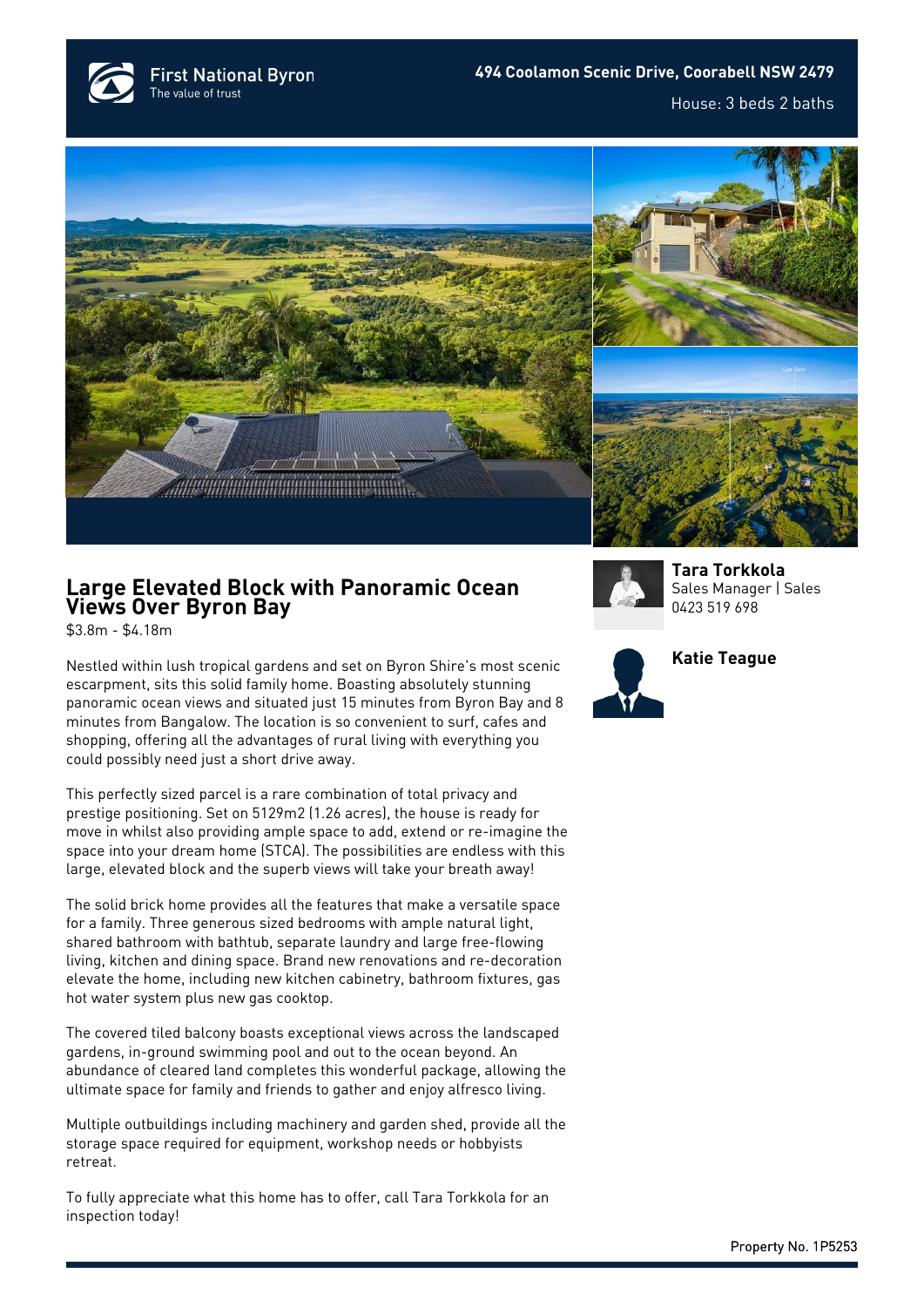First National Byron
The value of trust

**494 Coolamon Scenic Drive, Coorabell NSW 2479**

House: 3 beds 2 baths

# Large Elevated Block with Panoramic Ocean Views Over Byron Bay

$3.8m - $4.18m

Nestled within lush tropical gardens and set on Byron Shire's most scenic escarpment, sits this solid family home. Boasting absolutely stunning panoramic ocean views and situated just 15 minutes from Byron Bay and 8 minutes from Bangalow. The location is so convenient to surf, cafes and shopping, offering all the advantages of rural living with everything you could possibly need just a short drive away.

This perfectly sized parcel is a rare combination of total privacy and prestige positioning. Set on 5129m2 (1.26 acres), the house is ready for move in whilst also providing ample space to add, extend or re-imagine the space into your dream home (STCA). The possibilities are endless with this large, elevated block and the superb views will take your breath away!

The solid brick home provides all the features that make a versatile space for a family. Three generous sized bedrooms with ample natural light, shared bathroom with bathtub, separate laundry and large free-flowing living, kitchen and dining space. Brand new renovations and re-decoration elevate the home, including new kitchen cabinetry, bathroom fixtures, gas hot water system plus new gas cooktop.

The covered tiled balcony boasts exceptional views across the landscaped gardens, in-ground swimming pool and out to the ocean beyond. An abundance of cleared land completes this wonderful package, allowing the ultimate space for family and friends to gather and enjoy alfresco living.

Multiple outbuildings including machinery and garden shed, provide all the storage space required for equipment, workshop needs or hobbyists retreat.

To fully appreciate what this home has to offer, call Tara Torkkola for an inspection today!

**Tara Torkkola**
Sales Manager | Sales
0423 519 698

**Katie Teague**

Property No. 1P5253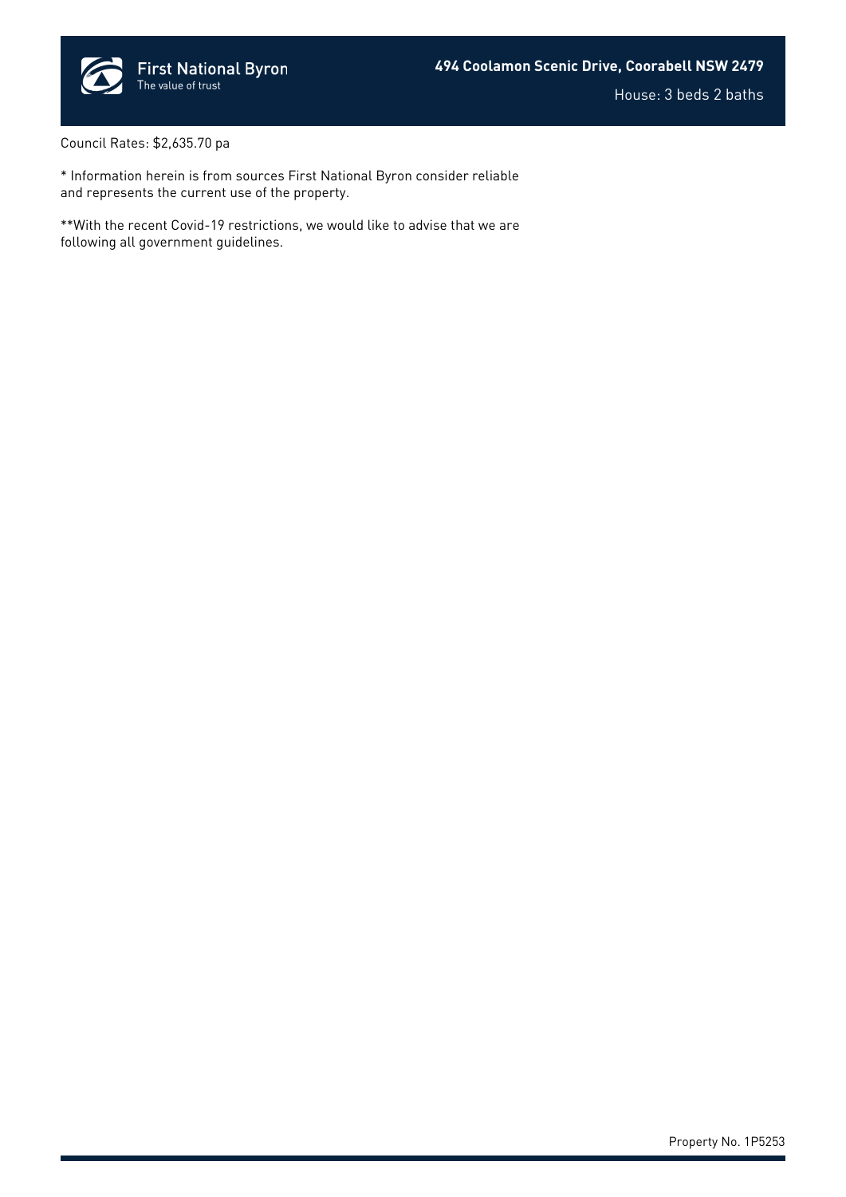Council Rates: $2,635.70 pa

* Information herein is from sources First National Byron consider reliable and represents the current use of the property.

**With the recent Covid-19 restrictions, we would like to advise that we are following all government guidelines.

Property No. 1P5253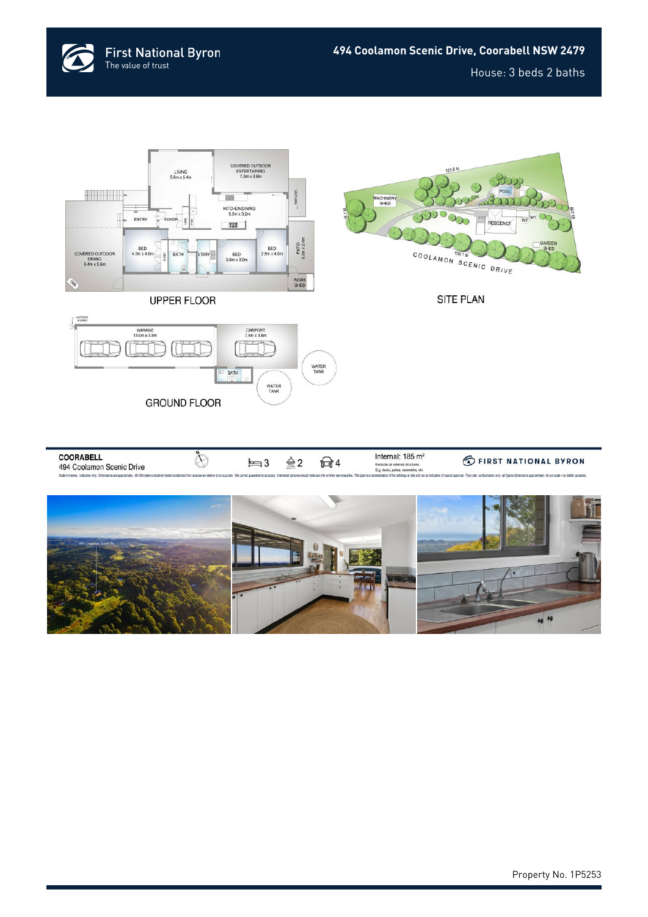First National Byron
The value of trust

**494 Coolamon Scenic Drive, Coorabell NSW 2479**

House: 3 beds 2 baths

UPPER FLOOR

LIVING 5.6m x 5.4m
COVERED OUTDOOR ENTERTAINING 7.3m x 3.8m
KITCHEN/DINING 9.0m x 3.2m
ENTRY
FOYER
COVERED OUTDOOR DINING 5.4m x 5.6m
BED 4.0m x 4.0m
BATH
L'DRY
BED 3.6m x 3.0m
BED 2.8m x 4.0m
PATIO 5.0m x 2.4m
WORK SHED

SITE PLAN

121.0 M
MACHINERY SHED
POOL
RESIDENCE
WT
WT
GARDEN SHED
139.1 M
COOLAMON SCENIC DRIVE

GROUND FLOOR

GARAGE 13.0m x 3.8m
CARPORT 7.6m x 3.8m
BATH
WATER TANK
WATER TANK

**COORABELL**
494 Coolamon Scenic Drive

3 | 2 | 4

Internal: 185 m²
Excludes all external structures
E.g. decks, patios, verandahs, etc.

FIRST NATIONAL BYRON

Property No. 1P5253